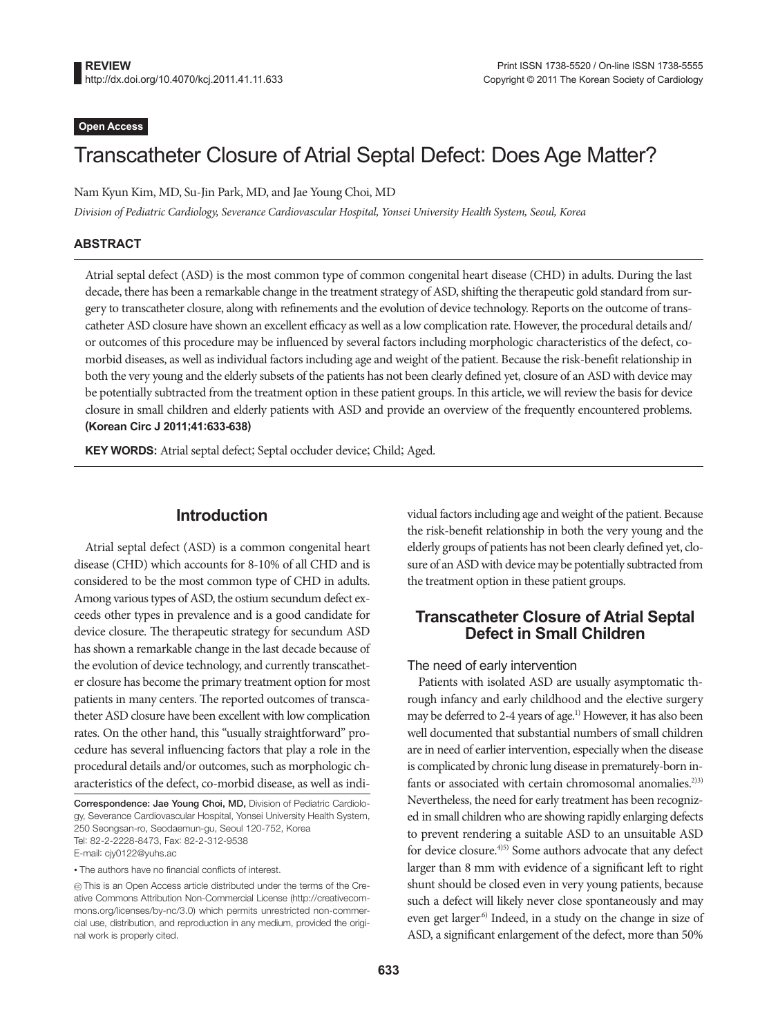REVIEW
http://dx.doi.org/10.4070/kcj.2011.41.11.633

Print ISSN 1738-5520 / On-line ISSN 1738-5555
Copyright © 2011 The Korean Society of Cardiology

**Open Access**

# Transcatheter Closure of Atrial Septal Defect: Does Age Matter?

Nam Kyun Kim, MD, Su-Jin Park, MD, and Jae Young Choi, MD

*Division of Pediatric Cardiology, Severance Cardiovascular Hospital, Yonsei University Health System, Seoul, Korea*

## ABSTRACT

Atrial septal defect (ASD) is the most common type of common congenital heart disease (CHD) in adults. During the last decade, there has been a remarkable change in the treatment strategy of ASD, shifting the therapeutic gold standard from surgery to transcatheter closure, along with refinements and the evolution of device technology. Reports on the outcome of transcatheter ASD closure have shown an excellent efficacy as well as a low complication rate. However, the procedural details and/or outcomes of this procedure may be influenced by several factors including morphologic characteristics of the defect, co-morbid diseases, as well as individual factors including age and weight of the patient. Because the risk-benefit relationship in both the very young and the elderly subsets of the patients has not been clearly defined yet, closure of an ASD with device may be potentially subtracted from the treatment option in these patient groups. In this article, we will review the basis for device closure in small children and elderly patients with ASD and provide an overview of the frequently encountered problems. **(Korean Circ J 2011;41:633-638)**

**KEY WORDS:** Atrial septal defect; Septal occluder device; Child; Aged.

## Introduction

Atrial septal defect (ASD) is a common congenital heart disease (CHD) which accounts for 8-10% of all CHD and is considered to be the most common type of CHD in adults. Among various types of ASD, the ostium secundum defect exceeds other types in prevalence and is a good candidate for device closure. The therapeutic strategy for secundum ASD has shown a remarkable change in the last decade because of the evolution of device technology, and currently transcatheter closure has become the primary treatment option for most patients in many centers. The reported outcomes of transcatheter ASD closure have been excellent with low complication rates. On the other hand, this "usually straightforward" procedure has several influencing factors that play a role in the procedural details and/or outcomes, such as morphologic characteristics of the defect, co-morbid disease, as well as individual factors including age and weight of the patient. Because the risk-benefit relationship in both the very young and the elderly groups of patients has not been clearly defined yet, closure of an ASD with device may be potentially subtracted from the treatment option in these patient groups.

## Transcatheter Closure of Atrial Septal Defect in Small Children

### The need of early intervention

Patients with isolated ASD are usually asymptomatic through infancy and early childhood and the elective surgery may be deferred to 2-4 years of age.[1] However, it has also been well documented that substantial numbers of small children are in need of earlier intervention, especially when the disease is complicated by chronic lung disease in prematurely-born infants or associated with certain chromosomal anomalies.[2,3] Nevertheless, the need for early treatment has been recognized in small children who are showing rapidly enlarging defects to prevent rendering a suitable ASD to an unsuitable ASD for device closure.[4,5] Some authors advocate that any defect larger than 8 mm with evidence of a significant left to right shunt should be closed even in very young patients, because such a defect will likely never close spontaneously and may even get larger.[6] Indeed, in a study on the change in size of ASD, a significant enlargement of the defect, more than 50%

Correspondence: Jae Young Choi, MD, Division of Pediatric Cardiology, Severance Cardiovascular Hospital, Yonsei University Health System, 250 Seongsan-ro, Seodaemun-gu, Seoul 120-752, Korea
Tel: 82-2-2228-8473, Fax: 82-2-312-9538
E-mail: cjy0122@yuhs.ac

• The authors have no financial conflicts of interest.

This is an Open Access article distributed under the terms of the Creative Commons Attribution Non-Commercial License (http://creativecommons.org/licenses/by-nc/3.0) which permits unrestricted non-commercial use, distribution, and reproduction in any medium, provided the original work is properly cited.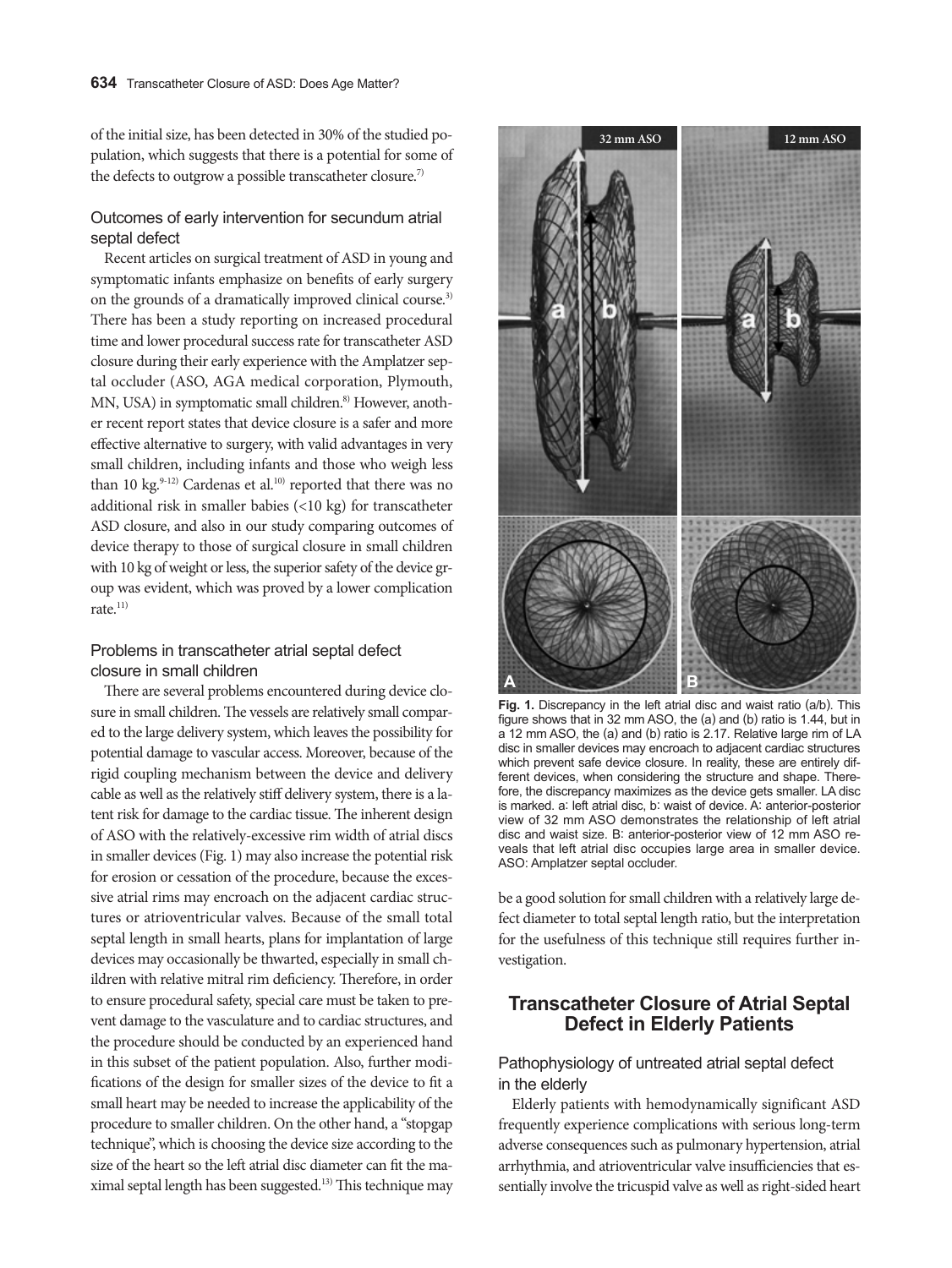of the initial size, has been detected in 30% of the studied population, which suggests that there is a potential for some of the defects to outgrow a possible transcatheter closure.[7)]

### Outcomes of early intervention for secundum atrial septal defect

Recent articles on surgical treatment of ASD in young and symptomatic infants emphasize on benefits of early surgery on the grounds of a dramatically improved clinical course.[3)] There has been a study reporting on increased procedural time and lower procedural success rate for transcatheter ASD closure during their early experience with the Amplatzer septal occluder (ASO, AGA medical corporation, Plymouth, MN, USA) in symptomatic small children.[8)] However, another recent report states that device closure is a safer and more effective alternative to surgery, with valid advantages in very small children, including infants and those who weigh less than 10 kg.[9-12)] Cardenas et al.[10)] reported that there was no additional risk in smaller babies (<10 kg) for transcatheter ASD closure, and also in our study comparing outcomes of device therapy to those of surgical closure in small children with 10 kg of weight or less, the superior safety of the device group was evident, which was proved by a lower complication rate.[11)]

### Problems in transcatheter atrial septal defect closure in small children

There are several problems encountered during device closure in small children. The vessels are relatively small compared to the large delivery system, which leaves the possibility for potential damage to vascular access. Moreover, because of the rigid coupling mechanism between the device and delivery cable as well as the relatively stiff delivery system, there is a latent risk for damage to the cardiac tissue. The inherent design of ASO with the relatively-excessive rim width of atrial discs in smaller devices (Fig. 1) may also increase the potential risk for erosion or cessation of the procedure, because the excessive atrial rims may encroach on the adjacent cardiac structures or atrioventricular valves. Because of the small total septal length in small hearts, plans for implantation of large devices may occasionally be thwarted, especially in small children with relative mitral rim deficiency. Therefore, in order to ensure procedural safety, special care must be taken to prevent damage to the vasculature and to cardiac structures, and the procedure should be conducted by an experienced hand in this subset of the patient population. Also, further modifications of the design for smaller sizes of the device to fit a small heart may be needed to increase the applicability of the procedure to smaller children. On the other hand, a "stopgap technique", which is choosing the device size according to the size of the heart so the left atrial disc diameter can fit the maximal septal length has been suggested.[13)] This technique may be a good solution for small children with a relatively large defect diameter to total septal length ratio, but the interpretation for the usefulness of this technique still requires further investigation.

**Fig. 1.** Discrepancy in the left atrial disc and waist ratio (a/b). This figure shows that in 32 mm ASO, the (a) and (b) ratio is 1.44, but in a 12 mm ASO, the (a) and (b) ratio is 2.17. Relative large rim of LA disc in smaller devices may encroach to adjacent cardiac structures which prevent safe device closure. In reality, these are entirely different devices, when considering the structure and shape. Therefore, the discrepancy maximizes as the device gets smaller. LA disc is marked. a: left atrial disc, b: waist of device. A: anterior-posterior view of 32 mm ASO demonstrates the relationship of left atrial disc and waist size. B: anterior-posterior view of 12 mm ASO reveals that left atrial disc occupies large area in smaller device. ASO: Amplatzer septal occluder.

## Transcatheter Closure of Atrial Septal Defect in Elderly Patients

### Pathophysiology of untreated atrial septal defect in the elderly

Elderly patients with hemodynamically significant ASD frequently experience complications with serious long-term adverse consequences such as pulmonary hypertension, atrial arrhythmia, and atrioventricular valve insufficiencies that essentially involve the tricuspid valve as well as right-sided heart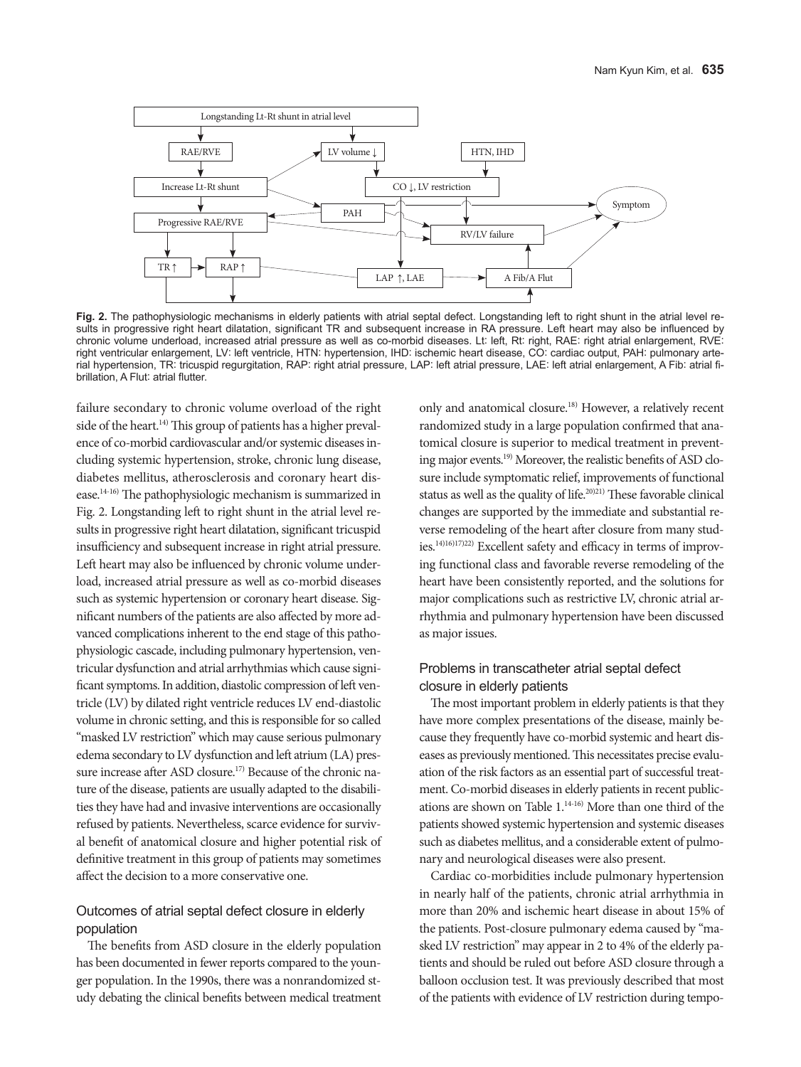Fig. 2. The pathophysiologic mechanisms in elderly patients with atrial septal defect. Longstanding left to right shunt in the atrial level results in progressive right heart dilatation, significant TR and subsequent increase in RA pressure. Left heart may also be influenced by chronic volume underload, increased atrial pressure as well as co-morbid diseases. Lt: left, Rt: right, RAE: right atrial enlargement, RVE: right ventricular enlargement, LV: left ventricle, HTN: hypertension, IHD: ischemic heart disease, CO: cardiac output, PAH: pulmonary arterial hypertension, TR: tricuspid regurgitation, RAP: right atrial pressure, LAP: left atrial pressure, LAE: left atrial enlargement, A Fib: atrial fibrillation, A Flut: atrial flutter.

failure secondary to chronic volume overload of the right side of the heart.[14] This group of patients has a higher prevalence of co-morbid cardiovascular and/or systemic diseases including systemic hypertension, stroke, chronic lung disease, diabetes mellitus, atherosclerosis and coronary heart disease.[14-16] The pathophysiologic mechanism is summarized in Fig. 2. Longstanding left to right shunt in the atrial level results in progressive right heart dilatation, significant tricuspid insufficiency and subsequent increase in right atrial pressure. Left heart may also be influenced by chronic volume underload, increased atrial pressure as well as co-morbid diseases such as systemic hypertension or coronary heart disease. Significant numbers of the patients are also affected by more advanced complications inherent to the end stage of this pathophysiologic cascade, including pulmonary hypertension, ventricular dysfunction and atrial arrhythmias which cause significant symptoms. In addition, diastolic compression of left ventricle (LV) by dilated right ventricle reduces LV end-diastolic volume in chronic setting, and this is responsible for so called "masked LV restriction" which may cause serious pulmonary edema secondary to LV dysfunction and left atrium (LA) pressure increase after ASD closure.[17] Because of the chronic nature of the disease, patients are usually adapted to the disabilities they have had and invasive interventions are occasionally refused by patients. Nevertheless, scarce evidence for survival benefit of anatomical closure and higher potential risk of definitive treatment in this group of patients may sometimes affect the decision to a more conservative one.

## Outcomes of atrial septal defect closure in elderly population

The benefits from ASD closure in the elderly population has been documented in fewer reports compared to the younger population. In the 1990s, there was a nonrandomized study debating the clinical benefits between medical treatment only and anatomical closure.[18] However, a relatively recent randomized study in a large population confirmed that anatomical closure is superior to medical treatment in preventing major events.[19] Moreover, the realistic benefits of ASD closure include symptomatic relief, improvements of functional status as well as the quality of life.[20,21] These favorable clinical changes are supported by the immediate and substantial reverse remodeling of the heart after closure from many studies.[14,16,17,22] Excellent safety and efficacy in terms of improving functional class and favorable reverse remodeling of the heart have been consistently reported, and the solutions for major complications such as restrictive LV, chronic atrial arrhythmia and pulmonary hypertension have been discussed as major issues.

## Problems in transcatheter atrial septal defect closure in elderly patients

The most important problem in elderly patients is that they have more complex presentations of the disease, mainly because they frequently have co-morbid systemic and heart diseases as previously mentioned. This necessitates precise evaluation of the risk factors as an essential part of successful treatment. Co-morbid diseases in elderly patients in recent publications are shown on Table 1.[14-16] More than one third of the patients showed systemic hypertension and systemic diseases such as diabetes mellitus, and a considerable extent of pulmonary and neurological diseases were also present.

Cardiac co-morbidities include pulmonary hypertension in nearly half of the patients, chronic atrial arrhythmia in more than 20% and ischemic heart disease in about 15% of the patients. Post-closure pulmonary edema caused by "masked LV restriction" may appear in 2 to 4% of the elderly patients and should be ruled out before ASD closure through a balloon occlusion test. It was previously described that most of the patients with evidence of LV restriction during tempo-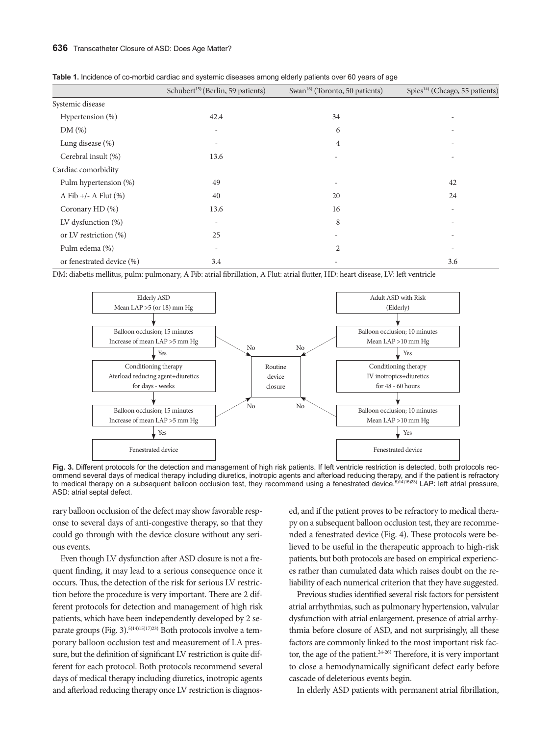**Table 1.** Incidence of co-morbid cardiac and systemic diseases among elderly patients over 60 years of age

| | Schubert[15] (Berlin, 59 patients) | Swan[16] (Toronto, 50 patients) | Spies[14] (Chcago, 55 patients) |
|---|---|---|---|
| Systemic disease | | | |
| Hypertension (%) | 42.4 | 34 | - |
| DM (%) | - | 6 | - |
| Lung disease (%) | - | 4 | - |
| Cerebral insult (%) | 13.6 | - | - |
| Cardiac comorbidity | | | |
| Pulm hypertension (%) | 49 | - | 42 |
| A Fib +/- A Flut (%) | 40 | 20 | 24 |
| Coronary HD (%) | 13.6 | 16 | - |
| LV dysfunction (%) | - | 8 | - |
| or LV restriction (%) | 25 | - | - |
| Pulm edema (%) | - | 2 | - |
| or fenestrated device (%) | 3.4 | - | 3.6 |

DM: diabetis mellitus, pulm: pulmonary, A Fib: atrial fibrillation, A Flut: atrial flutter, HD: heart disease, LV: left ventricle

Elderly ASD Mean LAP >5 (or 18) mm Hg → Balloon occlusion; 15 minutes Increase of mean LAP >5 mm Hg → Yes → Conditioning therapy Aterload reducing agent+diuretics for days - weeks → Balloon occlusion; 15 minutes Increase of mean LAP >5 mm Hg → Yes → Fenestrated device (No → Routine device closure)

Adult ASD with Risk (Elderly) → Balloon occlusion; 10 minutes Mean LAP >10 mm Hg → Yes → Conditioning therapy IV inotropics+diuretics for 48 - 60 hours → Balloon occlusion; 10 minutes Mean LAP >10 mm Hg → Yes → Fenestrated device (No → Routine device closure)

**Fig. 3.** Different protocols for the detection and management of high risk patients. If left ventricle restriction is detected, both protocols recommend several days of medical therapy including diuretics, inotropic agents and afterload reducing therapy, and if the patient is refractory to medical therapy on a subsequent balloon occlusion test, they recommend using a fenestrated device.[5,14,15,23] LAP: left atrial pressure, ASD: atrial septal defect.

rary balloon occlusion of the defect may show favorable response to several days of anti-congestive therapy, so that they could go through with the device closure without any serious events.

Even though LV dysfunction after ASD closure is not a frequent finding, it may lead to a serious consequence once it occurs. Thus, the detection of the risk for serious LV restriction before the procedure is very important. There are 2 different protocols for detection and management of high risk patients, which have been independently developed by 2 separate groups (Fig. 3).[5,14,15,17,23] Both protocols involve a temporary balloon occlusion test and measurement of LA pressure, but the definition of significant LV restriction is quite different for each protocol. Both protocols recommend several days of medical therapy including diuretics, inotropic agents and afterload reducing therapy once LV restriction is diagnosed, and if the patient proves to be refractory to medical therapy on a subsequent balloon occlusion test, they are recommended a fenestrated device (Fig. 4). These protocols were believed to be useful in the therapeutic approach to high-risk patients, but both protocols are based on empirical experiences rather than cumulated data which raises doubt on the reliability of each numerical criterion that they have suggested.

Previous studies identified several risk factors for persistent atrial arrhythmias, such as pulmonary hypertension, valvular dysfunction with atrial enlargement, presence of atrial arrhythmia before closure of ASD, and not surprisingly, all these factors are commonly linked to the most important risk factor, the age of the patient.[24-26] Therefore, it is very important to close a hemodynamically significant defect early before cascade of deleterious events begin.

In elderly ASD patients with permanent atrial fibrillation,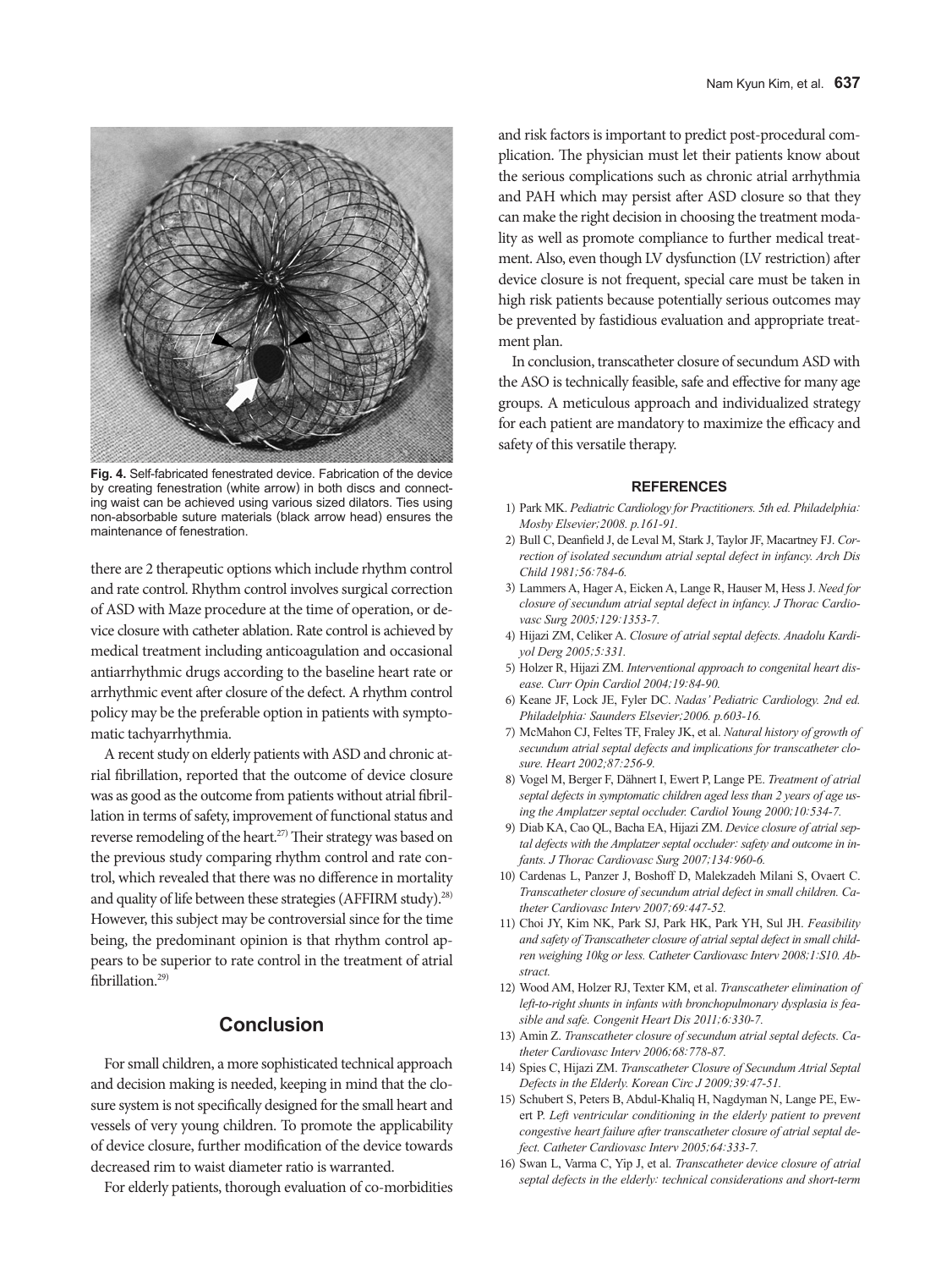Fig. 4. Self-fabricated fenestrated device. Fabrication of the device by creating fenestration (white arrow) in both discs and connecting waist can be achieved using various sized dilators. Ties using non-absorbable suture materials (black arrow head) ensures the maintenance of fenestration.

there are 2 therapeutic options which include rhythm control and rate control. Rhythm control involves surgical correction of ASD with Maze procedure at the time of operation, or device closure with catheter ablation. Rate control is achieved by medical treatment including anticoagulation and occasional antiarrhythmic drugs according to the baseline heart rate or arrhythmic event after closure of the defect. A rhythm control policy may be the preferable option in patients with symptomatic tachyarrhythmia.

A recent study on elderly patients with ASD and chronic atrial fibrillation, reported that the outcome of device closure was as good as the outcome from patients without atrial fibrillation in terms of safety, improvement of functional status and reverse remodeling of the heart.[27] Their strategy was based on the previous study comparing rhythm control and rate control, which revealed that there was no difference in mortality and quality of life between these strategies (AFFIRM study).[28] However, this subject may be controversial since for the time being, the predominant opinion is that rhythm control appears to be superior to rate control in the treatment of atrial fibrillation.[29]

## Conclusion

For small children, a more sophisticated technical approach and decision making is needed, keeping in mind that the closure system is not specifically designed for the small heart and vessels of very young children. To promote the applicability of device closure, further modification of the device towards decreased rim to waist diameter ratio is warranted.

For elderly patients, thorough evaluation of co-morbidities and risk factors is important to predict post-procedural complication. The physician must let their patients know about the serious complications such as chronic atrial arrhythmia and PAH which may persist after ASD closure so that they can make the right decision in choosing the treatment modality as well as promote compliance to further medical treatment. Also, even though LV dysfunction (LV restriction) after device closure is not frequent, special care must be taken in high risk patients because potentially serious outcomes may be prevented by fastidious evaluation and appropriate treatment plan.

In conclusion, transcatheter closure of secundum ASD with the ASO is technically feasible, safe and effective for many age groups. A meticulous approach and individualized strategy for each patient are mandatory to maximize the efficacy and safety of this versatile therapy.

### REFERENCES

1) Park MK. *Pediatric Cardiology for Practitioners. 5th ed. Philadelphia: Mosby Elsevier;2008. p.161-91.*
2) Bull C, Deanfield J, de Leval M, Stark J, Taylor JF, Macartney FJ. *Correction of isolated secundum atrial septal defect in infancy. Arch Dis Child 1981;56:784-6.*
3) Lammers A, Hager A, Eicken A, Lange R, Hauser M, Hess J. *Need for closure of secundum atrial septal defect in infancy. J Thorac Cardiovasc Surg 2005;129:1353-7.*
4) Hijazi ZM, Celiker A. *Closure of atrial septal defects. Anadolu Kardiyol Derg 2005;5:331.*
5) Holzer R, Hijazi ZM. *Interventional approach to congenital heart disease. Curr Opin Cardiol 2004;19:84-90.*
6) Keane JF, Lock JE, Fyler DC. *Nadas' Pediatric Cardiology. 2nd ed. Philadelphia: Saunders Elsevier;2006. p.603-16.*
7) McMahon CJ, Feltes TF, Fraley JK, et al. *Natural history of growth of secundum atrial septal defects and implications for transcatheter closure. Heart 2002;87:256-9.*
8) Vogel M, Berger F, Dähnert I, Ewert P, Lange PE. *Treatment of atrial septal defects in symptomatic children aged less than 2 years of age using the Amplatzer septal occluder. Cardiol Young 2000;10:534-7.*
9) Diab KA, Cao QL, Bacha EA, Hijazi ZM. *Device closure of atrial septal defects with the Amplatzer septal occluder: safety and outcome in infants. J Thorac Cardiovasc Surg 2007;134:960-6.*
10) Cardenas L, Panzer J, Boshoff D, Malekzadeh Milani S, Ovaert C. *Transcatheter closure of secundum atrial defect in small children. Catheter Cardiovasc Interv 2007;69:447-52.*
11) Choi JY, Kim NK, Park SJ, Park HK, Park YH, Sul JH. *Feasibility and safety of Transcatheter closure of atrial septal defect in small children weighing 10kg or less. Catheter Cardiovasc Interv 2008;1:S10. Abstract.*
12) Wood AM, Holzer RJ, Texter KM, et al. *Transcatheter elimination of left-to-right shunts in infants with bronchopulmonary dysplasia is feasible and safe. Congenit Heart Dis 2011;6:330-7.*
13) Amin Z. *Transcatheter closure of secundum atrial septal defects. Catheter Cardiovasc Interv 2006;68:778-87.*
14) Spies C, Hijazi ZM. *Transcatheter Closure of Secundum Atrial Septal Defects in the Elderly. Korean Circ J 2009;39:47-51.*
15) Schubert S, Peters B, Abdul-Khaliq H, Nagdyman N, Lange PE, Ewert P. *Left ventricular conditioning in the elderly patient to prevent congestive heart failure after transcatheter closure of atrial septal defect. Catheter Cardiovasc Interv 2005;64:333-7.*
16) Swan L, Varma C, Yip J, et al. *Transcatheter device closure of atrial septal defects in the elderly: technical considerations and short-term*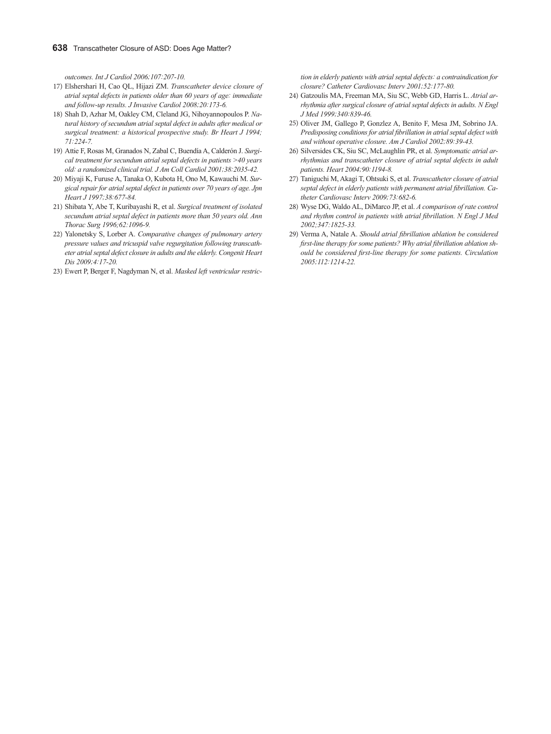*outcomes. Int J Cardiol 2006;107:207-10.*

17) Elshershari H, Cao QL, Hijazi ZM. *Transcatheter device closure of atrial septal defects in patients older than 60 years of age: immediate and follow-up results. J Invasive Cardiol 2008;20:173-6.*
18) Shah D, Azhar M, Oakley CM, Cleland JG, Nihoyannopoulos P. *Natural history of secundum atrial septal defect in adults after medical or surgical treatment: a historical prospective study. Br Heart J 1994; 71:224-7.*
19) Attie F, Rosas M, Granados N, Zabal C, Buendía A, Calderón J. *Surgical treatment for secundum atrial septal defects in patients >40 years old: a randomized clinical trial. J Am Coll Cardiol 2001;38:2035-42.*
20) Miyaji K, Furuse A, Tanaka O, Kubota H, Ono M, Kawauchi M. *Surgical repair for atrial septal defect in patients over 70 years of age. Jpn Heart J 1997;38:677-84.*
21) Shibata Y, Abe T, Kuribayashi R, et al. *Surgical treatment of isolated secundum atrial septal defect in patients more than 50 years old. Ann Thorac Surg 1996;62:1096-9.*
22) Yalonetsky S, Lorber A. *Comparative changes of pulmonary artery pressure values and tricuspid valve regurgitation following transcatheter atrial septal defect closure in adults and the elderly. Congenit Heart Dis 2009;4:17-20.*
23) Ewert P, Berger F, Nagdyman N, et al. *Masked left ventricular restriction in elderly patients with atrial septal defects: a contraindication for closure? Catheter Cardiovasc Interv 2001;52:177-80.*
24) Gatzoulis MA, Freeman MA, Siu SC, Webb GD, Harris L. *Atrial arrhythmia after surgical closure of atrial septal defects in adults. N Engl J Med 1999;340:839-46.*
25) Oliver JM, Gallego P, Gonzlez A, Benito F, Mesa JM, Sobrino JA. *Predisposing conditions for atrial fibrillation in atrial septal defect with and without operative closure. Am J Cardiol 2002;89:39-43.*
26) Silversides CK, Siu SC, McLaughlin PR, et al. *Symptomatic atrial arrhythmias and transcatheter closure of atrial septal defects in adult patients. Heart 2004;90:1194-8.*
27) Taniguchi M, Akagi T, Ohtsuki S, et al. *Transcatheter closure of atrial septal defect in elderly patients with permanent atrial fibrillation. Catheter Cardiovasc Interv 2009;73:682-6.*
28) Wyse DG, Waldo AL, DiMarco JP, et al. *A comparison of rate control and rhythm control in patients with atrial fibrillation. N Engl J Med 2002;347:1825-33.*
29) Verma A, Natale A. *Should atrial fibrillation ablation be considered first-line therapy for some patients? Why atrial fibrillation ablation should be considered first-line therapy for some patients. Circulation 2005;112:1214-22.*